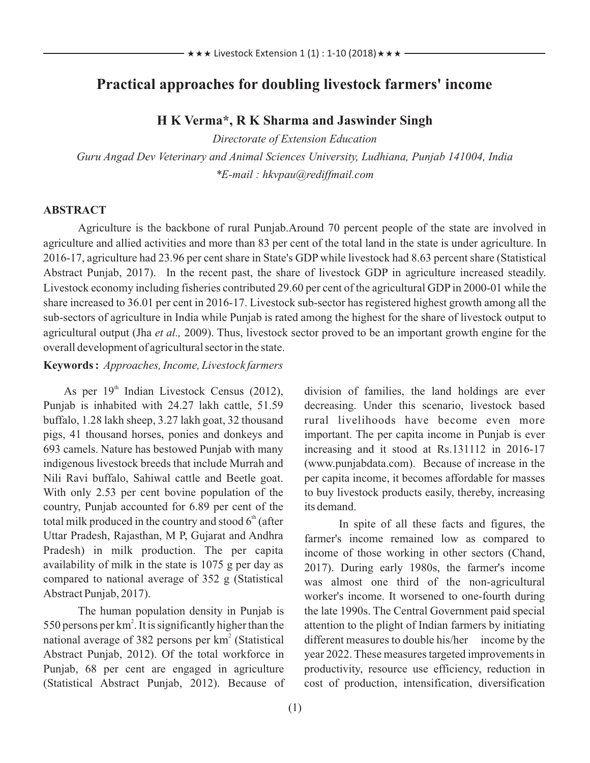# Practical approaches for doubling livestock farmers' income

**H K Verma\*, R K Sharma and Jaswinder Singh**

*Directorate of Extension Education*

*Guru Angad Dev Veterinary and Animal Sciences University, Ludhiana, Punjab 141004, India*

*\*E-mail : hkvpau@rediffmail.com*

## ABSTRACT

Agriculture is the backbone of rural Punjab.Around 70 percent people of the state are involved in agriculture and allied activities and more than 83 per cent of the total land in the state is under agriculture. In 2016-17, agriculture had 23.96 per cent share in State's GDP while livestock had 8.63 percent share (Statistical Abstract Punjab, 2017). In the recent past, the share of livestock GDP in agriculture increased steadily. Livestock economy including fisheries contributed 29.60 per cent of the agricultural GDP in 2000-01 while the share increased to 36.01 per cent in 2016-17. Livestock sub-sector has registered highest growth among all the sub-sectors of agriculture in India while Punjab is rated among the highest for the share of livestock output to agricultural output (Jha *et al.,* 2009). Thus, livestock sector proved to be an important growth engine for the overall development of agricultural sector in the state.

**Keywords :** *Approaches, Income, Livestock farmers*

As per 19[th] Indian Livestock Census (2012), Punjab is inhabited with 24.27 lakh cattle, 51.59 buffalo, 1.28 lakh sheep, 3.27 lakh goat, 32 thousand pigs, 41 thousand horses, ponies and donkeys and 693 camels. Nature has bestowed Punjab with many indigenous livestock breeds that include Murrah and Nili Ravi buffalo, Sahiwal cattle and Beetle goat. With only 2.53 per cent bovine population of the country, Punjab accounted for 6.89 per cent of the total milk produced in the country and stood 6[th] (after Uttar Pradesh, Rajasthan, M P, Gujarat and Andhra Pradesh) in milk production. The per capita availability of milk in the state is 1075 g per day as compared to national average of 352 g (Statistical Abstract Punjab, 2017).

The human population density in Punjab is 550 persons per km$^2$. It is significantly higher than the national average of 382 persons per km$^2$ (Statistical Abstract Punjab, 2012). Of the total workforce in Punjab, 68 per cent are engaged in agriculture (Statistical Abstract Punjab, 2012). Because of division of families, the land holdings are ever decreasing. Under this scenario, livestock based rural livelihoods have become even more important. The per capita income in Punjab is ever increasing and it stood at Rs.131112 in 2016-17 (www.punjabdata.com). Because of increase in the per capita income, it becomes affordable for masses to buy livestock products easily, thereby, increasing its demand.

In spite of all these facts and figures, the farmer's income remained low as compared to income of those working in other sectors (Chand, 2017). During early 1980s, the farmer's income was almost one third of the non-agricultural worker's income. It worsened to one-fourth during the late 1990s. The Central Government paid special attention to the plight of Indian farmers by initiating different measures to double his/her income by the year 2022. These measures targeted improvements in productivity, resource use efficiency, reduction in cost of production, intensification, diversification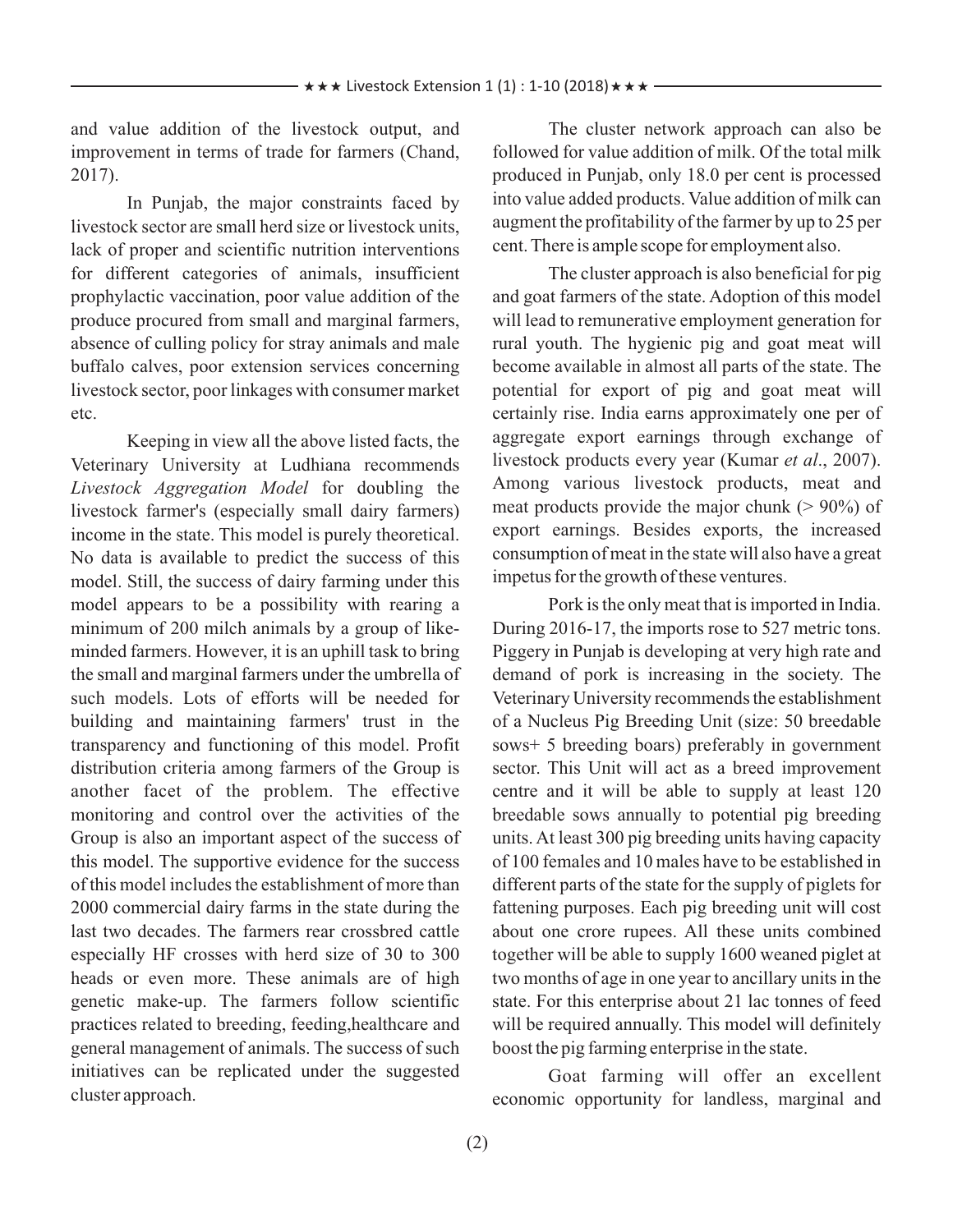and value addition of the livestock output, and improvement in terms of trade for farmers (Chand, 2017).

In Punjab, the major constraints faced by livestock sector are small herd size or livestock units, lack of proper and scientific nutrition interventions for different categories of animals, insufficient prophylactic vaccination, poor value addition of the produce procured from small and marginal farmers, absence of culling policy for stray animals and male buffalo calves, poor extension services concerning livestock sector, poor linkages with consumer market etc.

Keeping in view all the above listed facts, the Veterinary University at Ludhiana recommends *Livestock Aggregation Model* for doubling the livestock farmer's (especially small dairy farmers) income in the state. This model is purely theoretical. No data is available to predict the success of this model. Still, the success of dairy farming under this model appears to be a possibility with rearing a minimum of 200 milch animals by a group of like-minded farmers. However, it is an uphill task to bring the small and marginal farmers under the umbrella of such models. Lots of efforts will be needed for building and maintaining farmers' trust in the transparency and functioning of this model. Profit distribution criteria among farmers of the Group is another facet of the problem. The effective monitoring and control over the activities of the Group is also an important aspect of the success of this model. The supportive evidence for the success of this model includes the establishment of more than 2000 commercial dairy farms in the state during the last two decades. The farmers rear crossbred cattle especially HF crosses with herd size of 30 to 300 heads or even more. These animals are of high genetic make-up. The farmers follow scientific practices related to breeding, feeding,healthcare and general management of animals. The success of such initiatives can be replicated under the suggested cluster approach.

The cluster network approach can also be followed for value addition of milk. Of the total milk produced in Punjab, only 18.0 per cent is processed into value added products. Value addition of milk can augment the profitability of the farmer by up to 25 per cent. There is ample scope for employment also.

The cluster approach is also beneficial for pig and goat farmers of the state. Adoption of this model will lead to remunerative employment generation for rural youth. The hygienic pig and goat meat will become available in almost all parts of the state. The potential for export of pig and goat meat will certainly rise. India earns approximately one per of aggregate export earnings through exchange of livestock products every year (Kumar *et al*., 2007). Among various livestock products, meat and meat products provide the major chunk (> 90%) of export earnings. Besides exports, the increased consumption of meat in the state will also have a great impetus for the growth of these ventures.

Pork is the only meat that is imported in India. During 2016-17, the imports rose to 527 metric tons. Piggery in Punjab is developing at very high rate and demand of pork is increasing in the society. The Veterinary University recommends the establishment of a Nucleus Pig Breeding Unit (size: 50 breedable sows+ 5 breeding boars) preferably in government sector. This Unit will act as a breed improvement centre and it will be able to supply at least 120 breedable sows annually to potential pig breeding units. At least 300 pig breeding units having capacity of 100 females and 10 males have to be established in different parts of the state for the supply of piglets for fattening purposes. Each pig breeding unit will cost about one crore rupees. All these units combined together will be able to supply 1600 weaned piglet at two months of age in one year to ancillary units in the state. For this enterprise about 21 lac tonnes of feed will be required annually. This model will definitely boost the pig farming enterprise in the state.

Goat farming will offer an excellent economic opportunity for landless, marginal and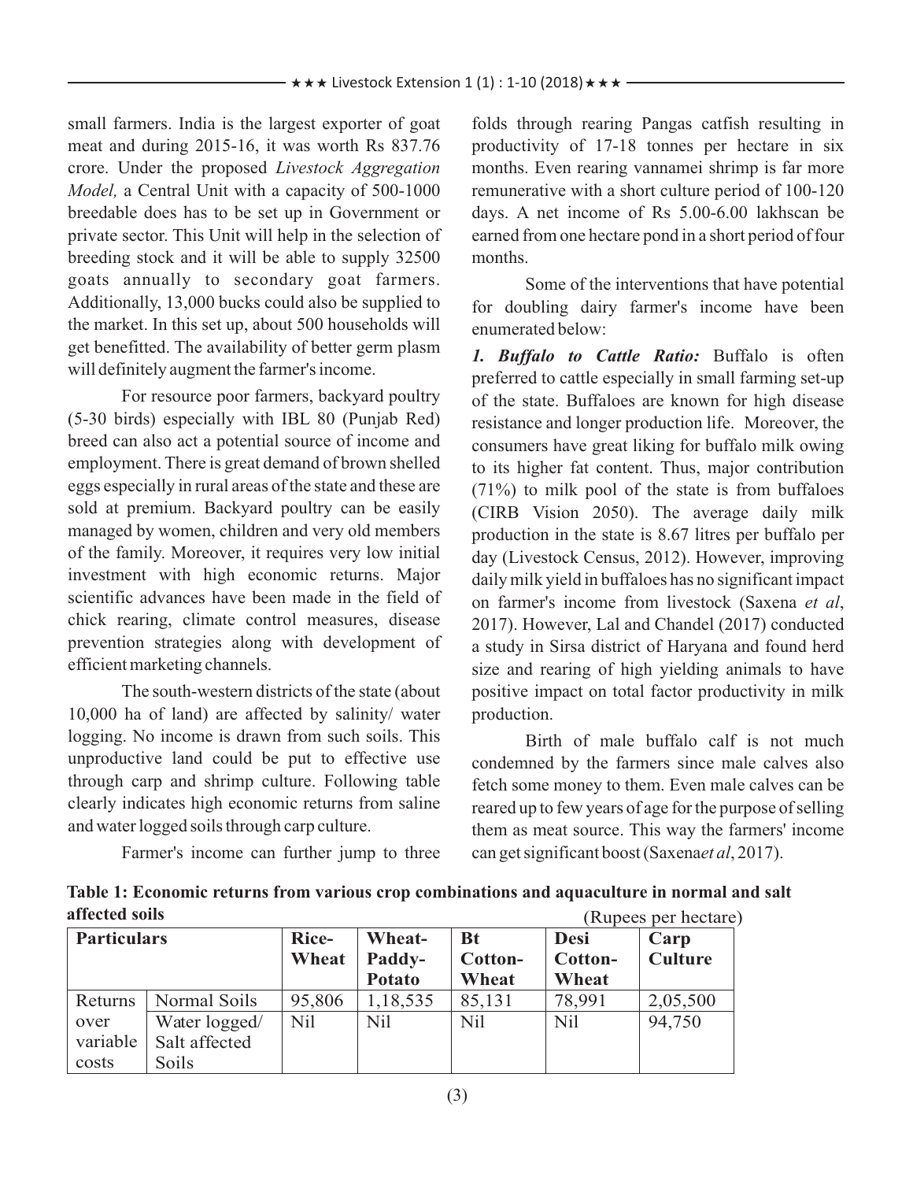small farmers. India is the largest exporter of goat meat and during 2015-16, it was worth Rs 837.76 crore. Under the proposed *Livestock Aggregation Model,* a Central Unit with a capacity of 500-1000 breedable does has to be set up in Government or private sector. This Unit will help in the selection of breeding stock and it will be able to supply 32500 goats annually to secondary goat farmers. Additionally, 13,000 bucks could also be supplied to the market. In this set up, about 500 households will get benefitted. The availability of better germ plasm will definitely augment the farmer's income.

For resource poor farmers, backyard poultry (5-30 birds) especially with IBL 80 (Punjab Red) breed can also act a potential source of income and employment. There is great demand of brown shelled eggs especially in rural areas of the state and these are sold at premium. Backyard poultry can be easily managed by women, children and very old members of the family. Moreover, it requires very low initial investment with high economic returns. Major scientific advances have been made in the field of chick rearing, climate control measures, disease prevention strategies along with development of efficient marketing channels.

The south-western districts of the state (about 10,000 ha of land) are affected by salinity/ water logging. No income is drawn from such soils. This unproductive land could be put to effective use through carp and shrimp culture. Following table clearly indicates high economic returns from saline and water logged soils through carp culture.

Farmer's income can further jump to three folds through rearing Pangas catfish resulting in productivity of 17-18 tonnes per hectare in six months. Even rearing vannamei shrimp is far more remunerative with a short culture period of 100-120 days. A net income of Rs 5.00-6.00 lakhscan be earned from one hectare pond in a short period of four months.

Some of the interventions that have potential for doubling dairy farmer's income have been enumerated below:

***1. Buffalo to Cattle Ratio:*** Buffalo is often preferred to cattle especially in small farming set-up of the state. Buffaloes are known for high disease resistance and longer production life. Moreover, the consumers have great liking for buffalo milk owing to its higher fat content. Thus, major contribution (71%) to milk pool of the state is from buffaloes (CIRB Vision 2050). The average daily milk production in the state is 8.67 litres per buffalo per day (Livestock Census, 2012). However, improving daily milk yield in buffaloes has no significant impact on farmer's income from livestock (Saxena *et al*, 2017). However, Lal and Chandel (2017) conducted a study in Sirsa district of Haryana and found herd size and rearing of high yielding animals to have positive impact on total factor productivity in milk production.

Birth of male buffalo calf is not much condemned by the farmers since male calves also fetch some money to them. Even male calves can be reared up to few years of age for the purpose of selling them as meat source. This way the farmers' income can get significant boost (Saxena*et al*, 2017).

**Table 1: Economic returns from various crop combinations and aquaculture in normal and salt affected soils** (Rupees per hectare)

| Particulars | | Rice-Wheat | Wheat-Paddy-Potato | Bt Cotton-Wheat | Desi Cotton-Wheat | Carp Culture |
|---|---|---|---|---|---|---|
| Returns over variable costs | Normal Soils | 95,806 | 1,18,535 | 85,131 | 78,991 | 2,05,500 |
| | Water logged/ Salt affected Soils | Nil | Nil | Nil | Nil | 94,750 |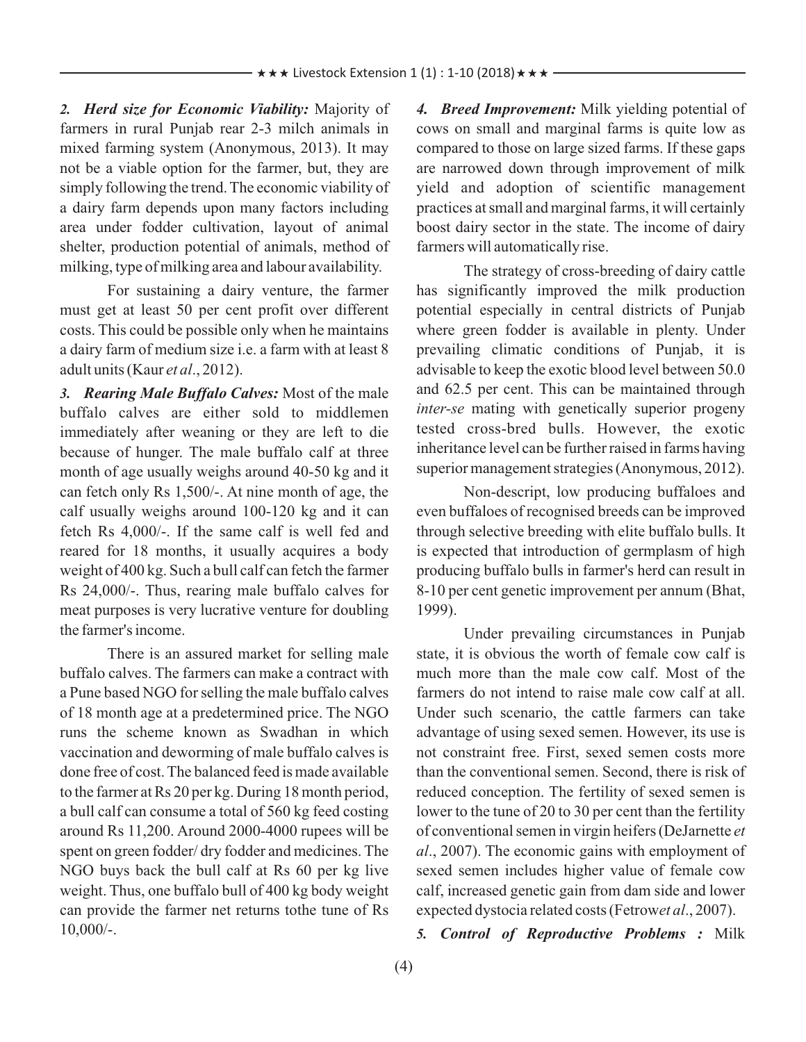***2. Herd size for Economic Viability:*** Majority of farmers in rural Punjab rear 2-3 milch animals in mixed farming system (Anonymous, 2013). It may not be a viable option for the farmer, but, they are simply following the trend. The economic viability of a dairy farm depends upon many factors including area under fodder cultivation, layout of animal shelter, production potential of animals, method of milking, type of milking area and labour availability.

For sustaining a dairy venture, the farmer must get at least 50 per cent profit over different costs. This could be possible only when he maintains a dairy farm of medium size i.e. a farm with at least 8 adult units (Kaur *et al*., 2012).

***3. Rearing Male Buffalo Calves:*** Most of the male buffalo calves are either sold to middlemen immediately after weaning or they are left to die because of hunger. The male buffalo calf at three month of age usually weighs around 40-50 kg and it can fetch only Rs 1,500/-. At nine month of age, the calf usually weighs around 100-120 kg and it can fetch Rs 4,000/-. If the same calf is well fed and reared for 18 months, it usually acquires a body weight of 400 kg. Such a bull calf can fetch the farmer Rs 24,000/-. Thus, rearing male buffalo calves for meat purposes is very lucrative venture for doubling the farmer's income.

There is an assured market for selling male buffalo calves. The farmers can make a contract with a Pune based NGO for selling the male buffalo calves of 18 month age at a predetermined price. The NGO runs the scheme known as Swadhan in which vaccination and deworming of male buffalo calves is done free of cost. The balanced feed is made available to the farmer at Rs 20 per kg. During 18 month period, a bull calf can consume a total of 560 kg feed costing around Rs 11,200. Around 2000-4000 rupees will be spent on green fodder/ dry fodder and medicines. The NGO buys back the bull calf at Rs 60 per kg live weight. Thus, one buffalo bull of 400 kg body weight can provide the farmer net returns tothe tune of Rs 10,000/-.

***4. Breed Improvement:*** Milk yielding potential of cows on small and marginal farms is quite low as compared to those on large sized farms. If these gaps are narrowed down through improvement of milk yield and adoption of scientific management practices at small and marginal farms, it will certainly boost dairy sector in the state. The income of dairy farmers will automatically rise.

The strategy of cross-breeding of dairy cattle has significantly improved the milk production potential especially in central districts of Punjab where green fodder is available in plenty. Under prevailing climatic conditions of Punjab, it is advisable to keep the exotic blood level between 50.0 and 62.5 per cent. This can be maintained through *inter-se* mating with genetically superior progeny tested cross-bred bulls. However, the exotic inheritance level can be further raised in farms having superior management strategies (Anonymous, 2012).

Non-descript, low producing buffaloes and even buffaloes of recognised breeds can be improved through selective breeding with elite buffalo bulls. It is expected that introduction of germplasm of high producing buffalo bulls in farmer's herd can result in 8-10 per cent genetic improvement per annum (Bhat, 1999).

Under prevailing circumstances in Punjab state, it is obvious the worth of female cow calf is much more than the male cow calf. Most of the farmers do not intend to raise male cow calf at all. Under such scenario, the cattle farmers can take advantage of using sexed semen. However, its use is not constraint free. First, sexed semen costs more than the conventional semen. Second, there is risk of reduced conception. The fertility of sexed semen is lower to the tune of 20 to 30 per cent than the fertility of conventional semen in virgin heifers (DeJarnette *et al*., 2007). The economic gains with employment of sexed semen includes higher value of female cow calf, increased genetic gain from dam side and lower expected dystocia related costs (Fetrow*et al*., 2007).

***5. Control of Reproductive Problems :*** Milk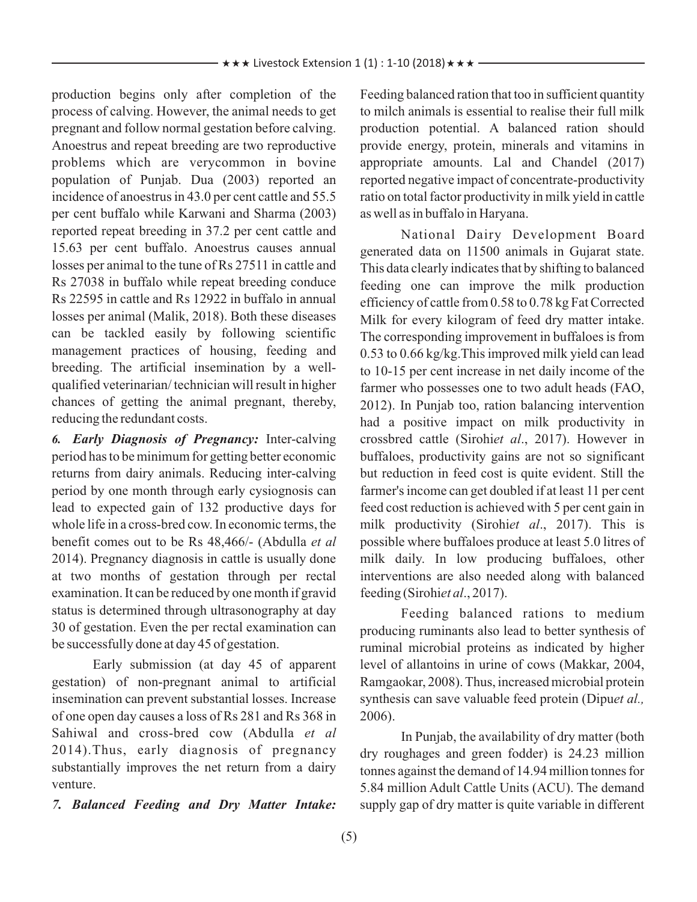production begins only after completion of the process of calving. However, the animal needs to get pregnant and follow normal gestation before calving. Anoestrus and repeat breeding are two reproductive problems which are verycommon in bovine population of Punjab. Dua (2003) reported an incidence of anoestrus in 43.0 per cent cattle and 55.5 per cent buffalo while Karwani and Sharma (2003) reported repeat breeding in 37.2 per cent cattle and 15.63 per cent buffalo. Anoestrus causes annual losses per animal to the tune of Rs 27511 in cattle and Rs 27038 in buffalo while repeat breeding conduce Rs 22595 in cattle and Rs 12922 in buffalo in annual losses per animal (Malik, 2018). Both these diseases can be tackled easily by following scientific management practices of housing, feeding and breeding. The artificial insemination by a well-qualified veterinarian/ technician will result in higher chances of getting the animal pregnant, thereby, reducing the redundant costs.

***6. Early Diagnosis of Pregnancy:*** Inter-calving period has to be minimum for getting better economic returns from dairy animals. Reducing inter-calving period by one month through early cysiognosis can lead to expected gain of 132 productive days for whole life in a cross-bred cow. In economic terms, the benefit comes out to be Rs 48,466/- (Abdulla *et al* 2014). Pregnancy diagnosis in cattle is usually done at two months of gestation through per rectal examination. It can be reduced by one month if gravid status is determined through ultrasonography at day 30 of gestation. Even the per rectal examination can be successfully done at day 45 of gestation.

Early submission (at day 45 of apparent gestation) of non-pregnant animal to artificial insemination can prevent substantial losses. Increase of one open day causes a loss of Rs 281 and Rs 368 in Sahiwal and cross-bred cow (Abdulla *et al* 2014).Thus, early diagnosis of pregnancy substantially improves the net return from a dairy venture.

***7. Balanced Feeding and Dry Matter Intake:*** Feeding balanced ration that too in sufficient quantity to milch animals is essential to realise their full milk production potential. A balanced ration should provide energy, protein, minerals and vitamins in appropriate amounts. Lal and Chandel (2017) reported negative impact of concentrate-productivity ratio on total factor productivity in milk yield in cattle as well as in buffalo in Haryana.

National Dairy Development Board generated data on 11500 animals in Gujarat state. This data clearly indicates that by shifting to balanced feeding one can improve the milk production efficiency of cattle from 0.58 to 0.78 kg Fat Corrected Milk for every kilogram of feed dry matter intake. The corresponding improvement in buffaloes is from 0.53 to 0.66 kg/kg.This improved milk yield can lead to 10-15 per cent increase in net daily income of the farmer who possesses one to two adult heads (FAO, 2012). In Punjab too, ration balancing intervention had a positive impact on milk productivity in crossbred cattle (Sirohi*et al*., 2017). However in buffaloes, productivity gains are not so significant but reduction in feed cost is quite evident. Still the farmer's income can get doubled if at least 11 per cent feed cost reduction is achieved with 5 per cent gain in milk productivity (Sirohi*et al*., 2017). This is possible where buffaloes produce at least 5.0 litres of milk daily. In low producing buffaloes, other interventions are also needed along with balanced feeding (Sirohi*et al*., 2017).

Feeding balanced rations to medium producing ruminants also lead to better synthesis of ruminal microbial proteins as indicated by higher level of allantoins in urine of cows (Makkar, 2004, Ramgaokar, 2008). Thus, increased microbial protein synthesis can save valuable feed protein (Dipu*et al.,* 2006).

In Punjab, the availability of dry matter (both dry roughages and green fodder) is 24.23 million tonnes against the demand of 14.94 million tonnes for 5.84 million Adult Cattle Units (ACU). The demand supply gap of dry matter is quite variable in different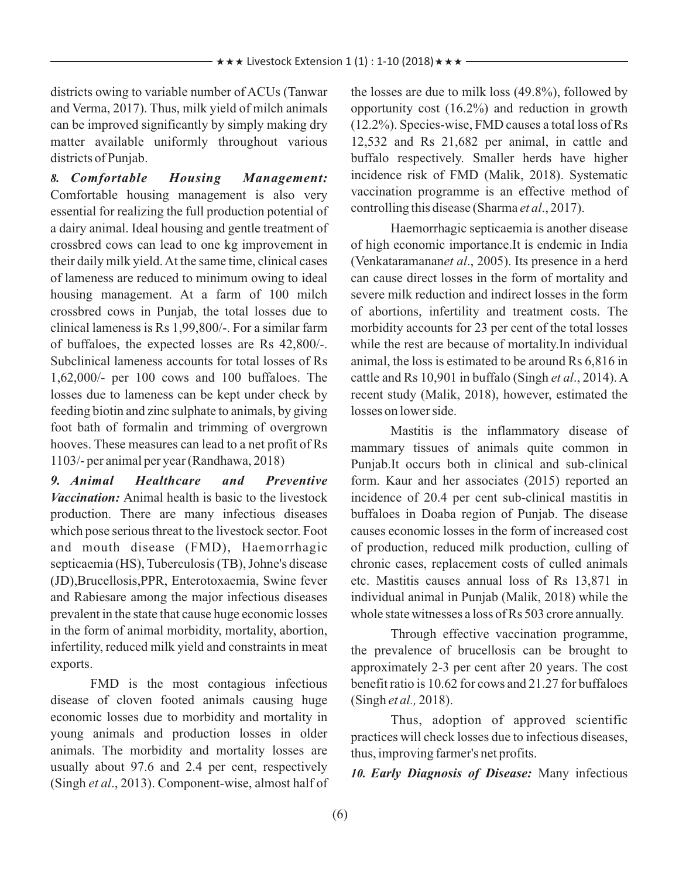districts owing to variable number of ACUs (Tanwar and Verma, 2017). Thus, milk yield of milch animals can be improved significantly by simply making dry matter available uniformly throughout various districts of Punjab.

***8. Comfortable Housing Management:*** Comfortable housing management is also very essential for realizing the full production potential of a dairy animal. Ideal housing and gentle treatment of crossbred cows can lead to one kg improvement in their daily milk yield. At the same time, clinical cases of lameness are reduced to minimum owing to ideal housing management. At a farm of 100 milch crossbred cows in Punjab, the total losses due to clinical lameness is Rs 1,99,800/-. For a similar farm of buffaloes, the expected losses are Rs 42,800/-. Subclinical lameness accounts for total losses of Rs 1,62,000/- per 100 cows and 100 buffaloes. The losses due to lameness can be kept under check by feeding biotin and zinc sulphate to animals, by giving foot bath of formalin and trimming of overgrown hooves. These measures can lead to a net profit of Rs 1103/- per animal per year (Randhawa, 2018)

***9. Animal Healthcare and Preventive Vaccination:*** Animal health is basic to the livestock production. There are many infectious diseases which pose serious threat to the livestock sector. Foot and mouth disease (FMD), Haemorrhagic septicaemia (HS), Tuberculosis (TB), Johne's disease (JD),Brucellosis,PPR, Enterotoxaemia, Swine fever and Rabiesare among the major infectious diseases prevalent in the state that cause huge economic losses in the form of animal morbidity, mortality, abortion, infertility, reduced milk yield and constraints in meat exports.

FMD is the most contagious infectious disease of cloven footed animals causing huge economic losses due to morbidity and mortality in young animals and production losses in older animals. The morbidity and mortality losses are usually about 97.6 and 2.4 per cent, respectively (Singh *et al*., 2013). Component-wise, almost half of the losses are due to milk loss (49.8%), followed by opportunity cost (16.2%) and reduction in growth (12.2%). Species-wise, FMD causes a total loss of Rs 12,532 and Rs 21,682 per animal, in cattle and buffalo respectively. Smaller herds have higher incidence risk of FMD (Malik, 2018). Systematic vaccination programme is an effective method of controlling this disease (Sharma *et al*., 2017).

Haemorrhagic septicaemia is another disease of high economic importance.It is endemic in India (Venkataramanan*et al*., 2005). Its presence in a herd can cause direct losses in the form of mortality and severe milk reduction and indirect losses in the form of abortions, infertility and treatment costs. The morbidity accounts for 23 per cent of the total losses while the rest are because of mortality.In individual animal, the loss is estimated to be around Rs 6,816 in cattle and Rs 10,901 in buffalo (Singh *et al*., 2014). A recent study (Malik, 2018), however, estimated the losses on lower side.

Mastitis is the inflammatory disease of mammary tissues of animals quite common in Punjab.It occurs both in clinical and sub-clinical form. Kaur and her associates (2015) reported an incidence of 20.4 per cent sub-clinical mastitis in buffaloes in Doaba region of Punjab. The disease causes economic losses in the form of increased cost of production, reduced milk production, culling of chronic cases, replacement costs of culled animals etc. Mastitis causes annual loss of Rs 13,871 in individual animal in Punjab (Malik, 2018) while the whole state witnesses a loss of Rs 503 crore annually.

Through effective vaccination programme, the prevalence of brucellosis can be brought to approximately 2-3 per cent after 20 years. The cost benefit ratio is 10.62 for cows and 21.27 for buffaloes (Singh *et al.,* 2018).

Thus, adoption of approved scientific practices will check losses due to infectious diseases, thus, improving farmer's net profits.

***10. Early Diagnosis of Disease:*** Many infectious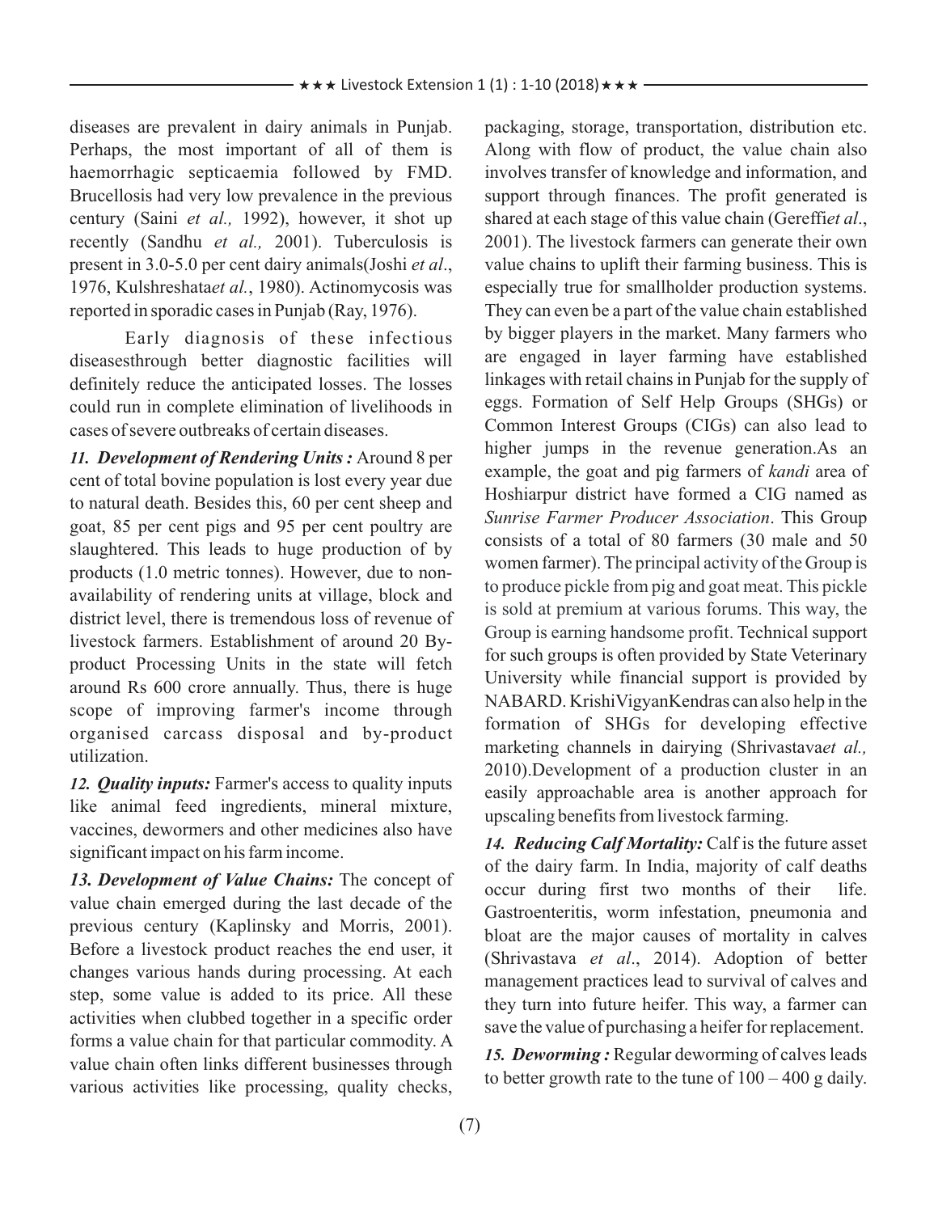diseases are prevalent in dairy animals in Punjab. Perhaps, the most important of all of them is haemorrhagic septicaemia followed by FMD. Brucellosis had very low prevalence in the previous century (Saini *et al.,* 1992), however, it shot up recently (Sandhu *et al.,* 2001). Tuberculosis is present in 3.0-5.0 per cent dairy animals(Joshi *et al*., 1976, Kulshreshata*et al.*, 1980). Actinomycosis was reported in sporadic cases in Punjab (Ray, 1976).

Early diagnosis of these infectious diseasesthrough better diagnostic facilities will definitely reduce the anticipated losses. The losses could run in complete elimination of livelihoods in cases of severe outbreaks of certain diseases.

***11. Development of Rendering Units :*** Around 8 per cent of total bovine population is lost every year due to natural death. Besides this, 60 per cent sheep and goat, 85 per cent pigs and 95 per cent poultry are slaughtered. This leads to huge production of by products (1.0 metric tonnes). However, due to non-availability of rendering units at village, block and district level, there is tremendous loss of revenue of livestock farmers. Establishment of around 20 By-product Processing Units in the state will fetch around Rs 600 crore annually. Thus, there is huge scope of improving farmer's income through organised carcass disposal and by-product utilization.

***12. Quality inputs:*** Farmer's access to quality inputs like animal feed ingredients, mineral mixture, vaccines, dewormers and other medicines also have significant impact on his farm income.

***13. Development of Value Chains:*** The concept of value chain emerged during the last decade of the previous century (Kaplinsky and Morris, 2001). Before a livestock product reaches the end user, it changes various hands during processing. At each step, some value is added to its price. All these activities when clubbed together in a specific order forms a value chain for that particular commodity. A value chain often links different businesses through various activities like processing, quality checks, packaging, storage, transportation, distribution etc. Along with flow of product, the value chain also involves transfer of knowledge and information, and support through finances. The profit generated is shared at each stage of this value chain (Gereffi*et al*., 2001). The livestock farmers can generate their own value chains to uplift their farming business. This is especially true for smallholder production systems. They can even be a part of the value chain established by bigger players in the market. Many farmers who are engaged in layer farming have established linkages with retail chains in Punjab for the supply of eggs. Formation of Self Help Groups (SHGs) or Common Interest Groups (CIGs) can also lead to higher jumps in the revenue generation.As an example, the goat and pig farmers of *kandi* area of Hoshiarpur district have formed a CIG named as *Sunrise Farmer Producer Association*. This Group consists of a total of 80 farmers (30 male and 50 women farmer). The principal activity of the Group is to produce pickle from pig and goat meat. This pickle is sold at premium at various forums. This way, the Group is earning handsome profit. Technical support for such groups is often provided by State Veterinary University while financial support is provided by NABARD. KrishiVigyanKendras can also help in the formation of SHGs for developing effective marketing channels in dairying (Shrivastava*et al.,* 2010).Development of a production cluster in an easily approachable area is another approach for upscaling benefits from livestock farming.

***14. Reducing Calf Mortality:*** Calf is the future asset of the dairy farm. In India, majority of calf deaths occur during first two months of their life. Gastroenteritis, worm infestation, pneumonia and bloat are the major causes of mortality in calves (Shrivastava *et al*., 2014). Adoption of better management practices lead to survival of calves and they turn into future heifer. This way, a farmer can save the value of purchasing a heifer for replacement.

***15. Deworming :*** Regular deworming of calves leads to better growth rate to the tune of 100 – 400 g daily.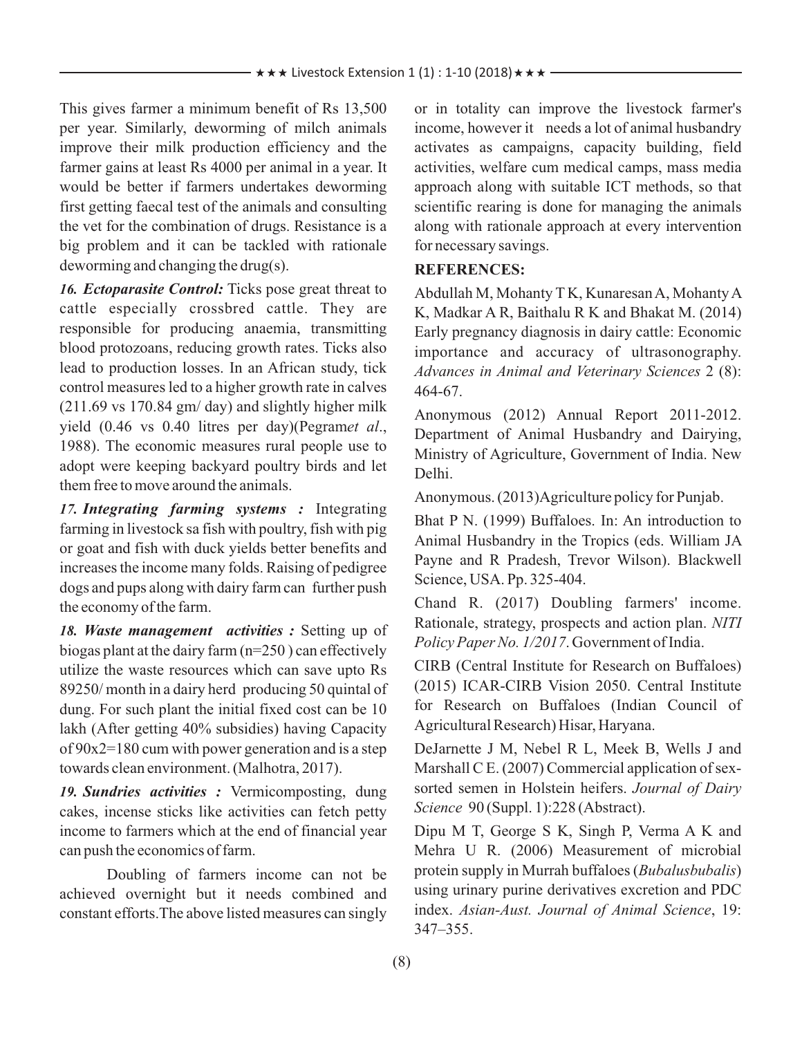This gives farmer a minimum benefit of Rs 13,500 per year. Similarly, deworming of milch animals improve their milk production efficiency and the farmer gains at least Rs 4000 per animal in a year. It would be better if farmers undertakes deworming first getting faecal test of the animals and consulting the vet for the combination of drugs. Resistance is a big problem and it can be tackled with rationale deworming and changing the drug(s).

***16. Ectoparasite Control:*** Ticks pose great threat to cattle especially crossbred cattle. They are responsible for producing anaemia, transmitting blood protozoans, reducing growth rates. Ticks also lead to production losses. In an African study, tick control measures led to a higher growth rate in calves (211.69 vs 170.84 gm/ day) and slightly higher milk yield (0.46 vs 0.40 litres per day)(Pegram*et al*., 1988). The economic measures rural people use to adopt were keeping backyard poultry birds and let them free to move around the animals.

***17. Integrating farming systems :*** Integrating farming in livestock sa fish with poultry, fish with pig or goat and fish with duck yields better benefits and increases the income many folds. Raising of pedigree dogs and pups along with dairy farm can further push the economy of the farm.

***18. Waste management activities :*** Setting up of biogas plant at the dairy farm (n=250 ) can effectively utilize the waste resources which can save upto Rs 89250/ month in a dairy herd producing 50 quintal of dung. For such plant the initial fixed cost can be 10 lakh (After getting 40% subsidies) having Capacity of 90x2=180 cum with power generation and is a step towards clean environment. (Malhotra, 2017).

***19. Sundries activities :*** Vermicomposting, dung cakes, incense sticks like activities can fetch petty income to farmers which at the end of financial year can push the economics of farm.

Doubling of farmers income can not be achieved overnight but it needs combined and constant efforts.The above listed measures can singly or in totality can improve the livestock farmer's income, however it needs a lot of animal husbandry activates as campaigns, capacity building, field activities, welfare cum medical camps, mass media approach along with suitable ICT methods, so that scientific rearing is done for managing the animals along with rationale approach at every intervention for necessary savings.

## REFERENCES:

Abdullah M, Mohanty T K, Kunaresan A, Mohanty A K, Madkar A R, Baithalu R K and Bhakat M. (2014) Early pregnancy diagnosis in dairy cattle: Economic importance and accuracy of ultrasonography. *Advances in Animal and Veterinary Sciences* 2 (8): 464-67.

Anonymous (2012) Annual Report 2011-2012. Department of Animal Husbandry and Dairying, Ministry of Agriculture, Government of India. New Delhi.

Anonymous. (2013)Agriculture policy for Punjab.

Bhat P N. (1999) Buffaloes. In: An introduction to Animal Husbandry in the Tropics (eds. William JA Payne and R Pradesh, Trevor Wilson). Blackwell Science, USA. Pp. 325-404.

Chand R. (2017) Doubling farmers' income. Rationale, strategy, prospects and action plan. *NITI Policy Paper No. 1/2017*. Government of India.

CIRB (Central Institute for Research on Buffaloes) (2015) ICAR-CIRB Vision 2050. Central Institute for Research on Buffaloes (Indian Council of Agricultural Research) Hisar, Haryana.

DeJarnette J M, Nebel R L, Meek B, Wells J and Marshall C E. (2007) Commercial application of sex-sorted semen in Holstein heifers. *Journal of Dairy Science* 90 (Suppl. 1):228 (Abstract).

Dipu M T, George S K, Singh P, Verma A K and Mehra U R. (2006) Measurement of microbial protein supply in Murrah buffaloes (*Bubalusbubalis*) using urinary purine derivatives excretion and PDC index. *Asian-Aust. Journal of Animal Science*, 19: 347–355.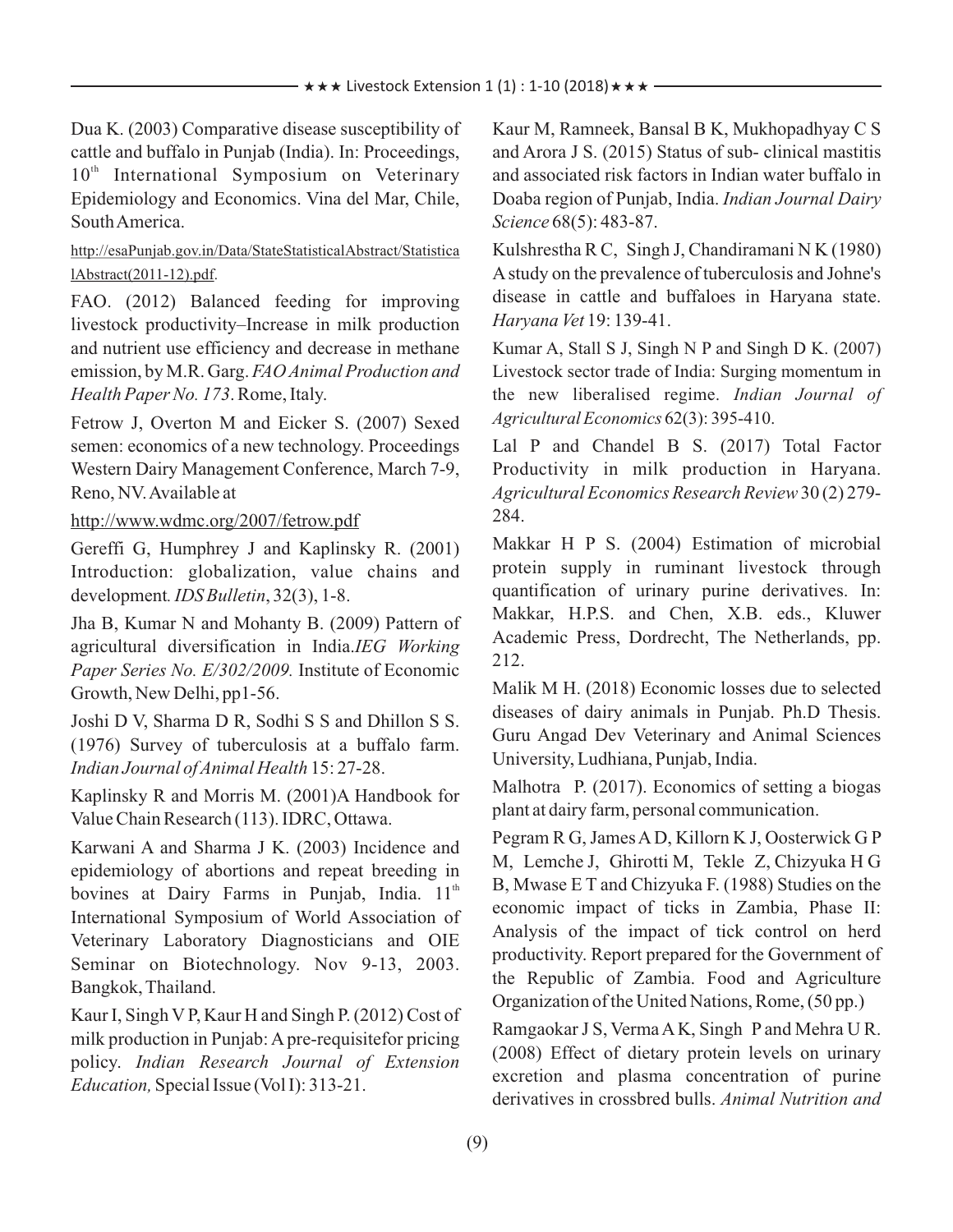Dua K. (2003) Comparative disease susceptibility of cattle and buffalo in Punjab (India). In: Proceedings, 10th International Symposium on Veterinary Epidemiology and Economics. Vina del Mar, Chile, South America.

http://esaPunjab.gov.in/Data/StateStatisticalAbstract/StatisticalAbstract(2011-12).pdf.

FAO. (2012) Balanced feeding for improving livestock productivity–Increase in milk production and nutrient use efficiency and decrease in methane emission, by M.R. Garg. *FAO Animal Production and Health Paper No. 173*. Rome, Italy.

Fetrow J, Overton M and Eicker S. (2007) Sexed semen: economics of a new technology. Proceedings Western Dairy Management Conference, March 7-9, Reno, NV. Available at

http://www.wdmc.org/2007/fetrow.pdf

Gereffi G, Humphrey J and Kaplinsky R. (2001) Introduction: globalization, value chains and development. *IDS Bulletin*, 32(3), 1-8.

Jha B, Kumar N and Mohanty B. (2009) Pattern of agricultural diversification in India.*IEG Working Paper Series No. E/302/2009.* Institute of Economic Growth, New Delhi, pp1-56.

Joshi D V, Sharma D R, Sodhi S S and Dhillon S S. (1976) Survey of tuberculosis at a buffalo farm. *Indian Journal of Animal Health* 15: 27-28.

Kaplinsky R and Morris M. (2001)A Handbook for Value Chain Research (113). IDRC, Ottawa.

Karwani A and Sharma J K. (2003) Incidence and epidemiology of abortions and repeat breeding in bovines at Dairy Farms in Punjab, India. 11th International Symposium of World Association of Veterinary Laboratory Diagnosticians and OIE Seminar on Biotechnology. Nov 9-13, 2003. Bangkok, Thailand.

Kaur I, Singh V P, Kaur H and Singh P. (2012) Cost of milk production in Punjab: A pre-requisitefor pricing policy. *Indian Research Journal of Extension Education,* Special Issue (Vol I): 313-21.

Kaur M, Ramneek, Bansal B K, Mukhopadhyay C S and Arora J S. (2015) Status of sub- clinical mastitis and associated risk factors in Indian water buffalo in Doaba region of Punjab, India. *Indian Journal Dairy Science* 68(5): 483-87.

Kulshrestha R C, Singh J, Chandiramani N K (1980) A study on the prevalence of tuberculosis and Johne's disease in cattle and buffaloes in Haryana state. *Haryana Vet* 19: 139-41.

Kumar A, Stall S J, Singh N P and Singh D K. (2007) Livestock sector trade of India: Surging momentum in the new liberalised regime. *Indian Journal of Agricultural Economics* 62(3): 395-410.

Lal P and Chandel B S. (2017) Total Factor Productivity in milk production in Haryana. *Agricultural Economics Research Review* 30 (2) 279-284.

Makkar H P S. (2004) Estimation of microbial protein supply in ruminant livestock through quantification of urinary purine derivatives. In: Makkar, H.P.S. and Chen, X.B. eds., Kluwer Academic Press, Dordrecht, The Netherlands, pp. 212.

Malik M H. (2018) Economic losses due to selected diseases of dairy animals in Punjab. Ph.D Thesis. Guru Angad Dev Veterinary and Animal Sciences University, Ludhiana, Punjab, India.

Malhotra P. (2017). Economics of setting a biogas plant at dairy farm, personal communication.

Pegram R G, James A D, Killorn K J, Oosterwick G P M, Lemche J, Ghirotti M, Tekle Z, Chizyuka H G B, Mwase E T and Chizyuka F. (1988) Studies on the economic impact of ticks in Zambia, Phase II: Analysis of the impact of tick control on herd productivity. Report prepared for the Government of the Republic of Zambia. Food and Agriculture Organization of the United Nations, Rome, (50 pp.)

Ramgaokar J S, Verma A K, Singh P and Mehra U R. (2008) Effect of dietary protein levels on urinary excretion and plasma concentration of purine derivatives in crossbred bulls. *Animal Nutrition and*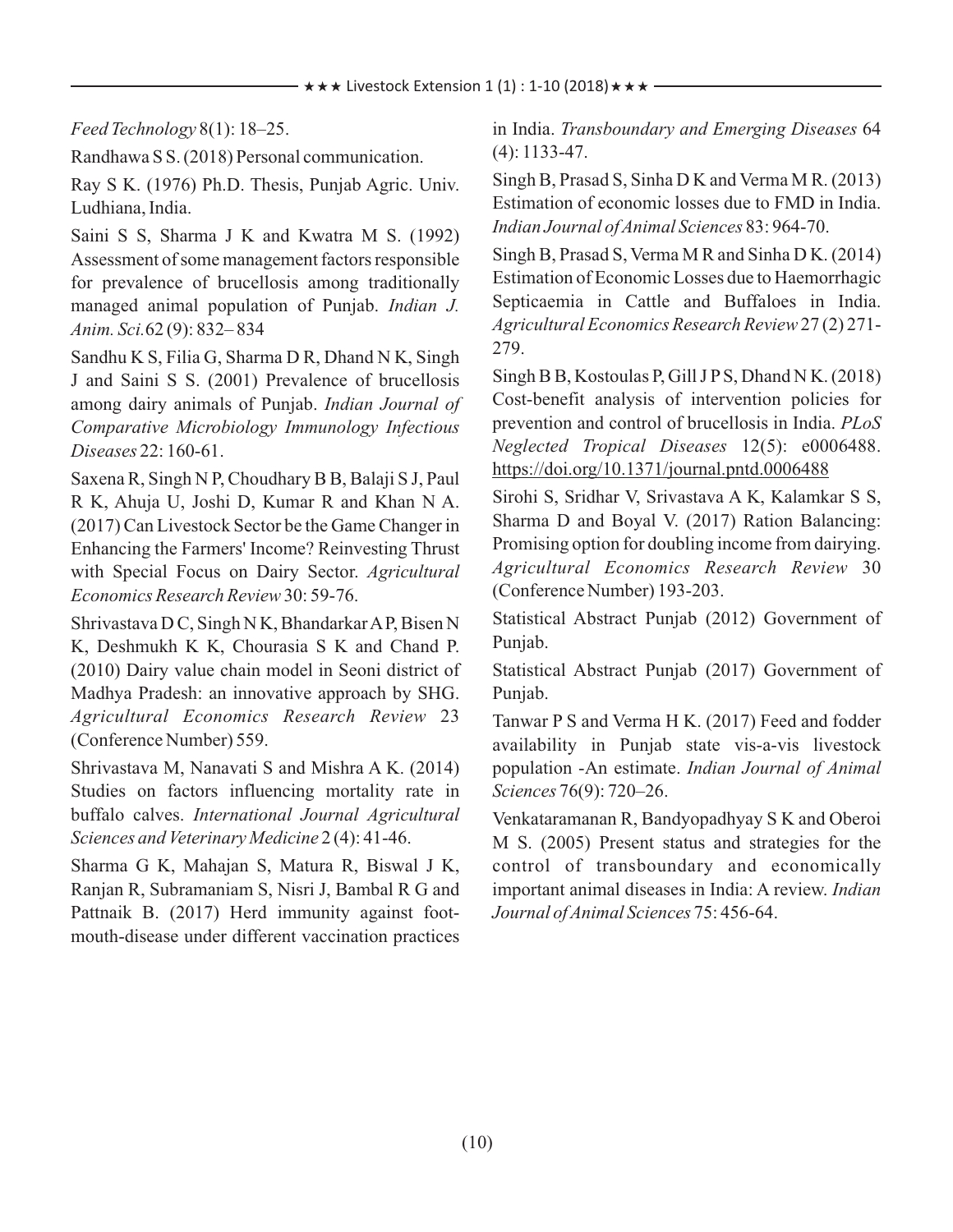*Feed Technology* 8(1): 18–25.

Randhawa S S. (2018) Personal communication.

Ray S K. (1976) Ph.D. Thesis, Punjab Agric. Univ. Ludhiana, India.

Saini S S, Sharma J K and Kwatra M S. (1992) Assessment of some management factors responsible for prevalence of brucellosis among traditionally managed animal population of Punjab. *Indian J. Anim. Sci.* 62 (9): 832– 834

Sandhu K S, Filia G, Sharma D R, Dhand N K, Singh J and Saini S S. (2001) Prevalence of brucellosis among dairy animals of Punjab. *Indian Journal of Comparative Microbiology Immunology Infectious Diseases* 22: 160-61.

Saxena R, Singh N P, Choudhary B B, Balaji S J, Paul R K, Ahuja U, Joshi D, Kumar R and Khan N A. (2017) Can Livestock Sector be the Game Changer in Enhancing the Farmers' Income? Reinvesting Thrust with Special Focus on Dairy Sector. *Agricultural Economics Research Review* 30: 59-76.

Shrivastava D C, Singh N K, Bhandarkar A P, Bisen N K, Deshmukh K K, Chourasia S K and Chand P. (2010) Dairy value chain model in Seoni district of Madhya Pradesh: an innovative approach by SHG. *Agricultural Economics Research Review* 23 (Conference Number) 559.

Shrivastava M, Nanavati S and Mishra A K. (2014) Studies on factors influencing mortality rate in buffalo calves. *International Journal Agricultural Sciences and Veterinary Medicine* 2 (4): 41-46.

Sharma G K, Mahajan S, Matura R, Biswal J K, Ranjan R, Subramaniam S, Nisri J, Bambal R G and Pattnaik B. (2017) Herd immunity against foot-mouth-disease under different vaccination practices in India. *Transboundary and Emerging Diseases* 64 (4): 1133-47.

Singh B, Prasad S, Sinha D K and Verma M R. (2013) Estimation of economic losses due to FMD in India. *Indian Journal of Animal Sciences* 83: 964-70.

Singh B, Prasad S, Verma M R and Sinha D K. (2014) Estimation of Economic Losses due to Haemorrhagic Septicaemia in Cattle and Buffaloes in India. *Agricultural Economics Research Review* 27 (2) 271-279.

Singh B B, Kostoulas P, Gill J P S, Dhand N K. (2018) Cost-benefit analysis of intervention policies for prevention and control of brucellosis in India. *PLoS Neglected Tropical Diseases* 12(5): e0006488. https://doi.org/10.1371/journal.pntd.0006488

Sirohi S, Sridhar V, Srivastava A K, Kalamkar S S, Sharma D and Boyal V. (2017) Ration Balancing: Promising option for doubling income from dairying. *Agricultural Economics Research Review* 30 (Conference Number) 193-203.

Statistical Abstract Punjab (2012) Government of Punjab.

Statistical Abstract Punjab (2017) Government of Punjab.

Tanwar P S and Verma H K. (2017) Feed and fodder availability in Punjab state vis-a-vis livestock population -An estimate. *Indian Journal of Animal Sciences* 76(9): 720–26.

Venkataramanan R, Bandyopadhyay S K and Oberoi M S. (2005) Present status and strategies for the control of transboundary and economically important animal diseases in India: A review. *Indian Journal of Animal Sciences* 75: 456-64.